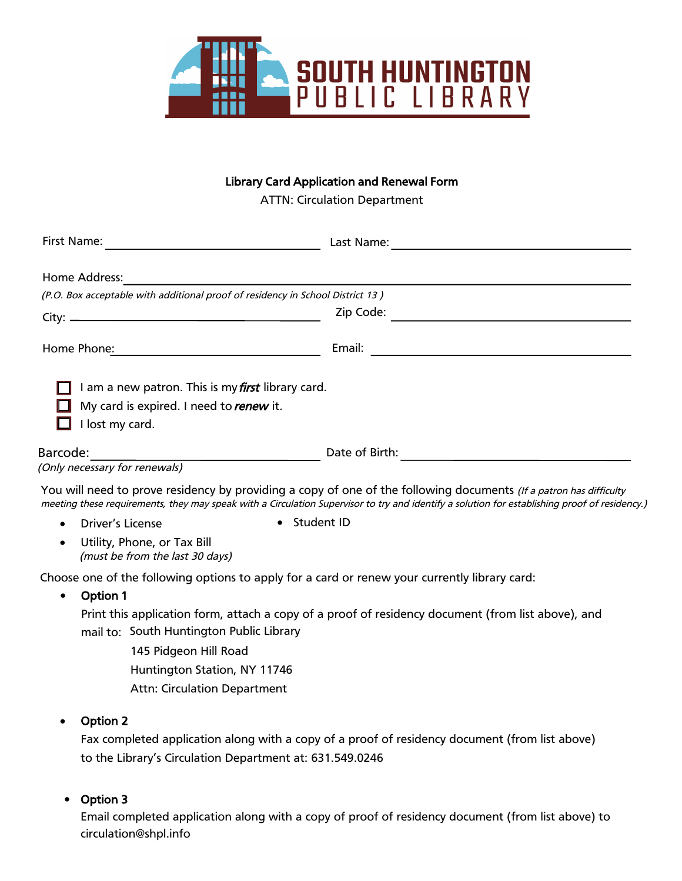# SOUTH HUNTINGTON PUBLIC LIBRARY

**Library Card Application and Renewal Form**

ATTN: Circulation Department

First Name: ______________________ Last Name: ______________________

Home Address: ____________________________________________

*(P.O. Box acceptable with additional proof of residency in School District 13 )*

City: ______________________ Zip Code: ______________________

Home Phone: ______________________ Email: ______________________

- ☐ I am a new patron. This is my ***first*** library card.
- ☐ My card is expired. I need to ***renew*** it.
- ☐ I lost my card.

Barcode: ______________________ Date of Birth: ______________________

*(Only necessary for renewals)*

You will need to prove residency by providing a copy of one of the following documents *(If a patron has difficulty meeting these requirements, they may speak with a Circulation Supervisor to try and identify a solution for establishing proof of residency.)*

- Driver's License
- Student ID
- Utility, Phone, or Tax Bill
  *(must be from the last 30 days)*

Choose one of the following options to apply for a card or renew your currently library card:

- **Option 1**

  Print this application form, attach a copy of a proof of residency document (from list above), and mail to: South Huntington Public Library
  145 Pidgeon Hill Road
  Huntington Station, NY 11746
  Attn: Circulation Department

- **Option 2**

  Fax completed application along with a copy of a proof of residency document (from list above) to the Library's Circulation Department at: 631.549.0246

- **Option 3**

  Email completed application along with a copy of proof of residency document (from list above) to circulation@shpl.info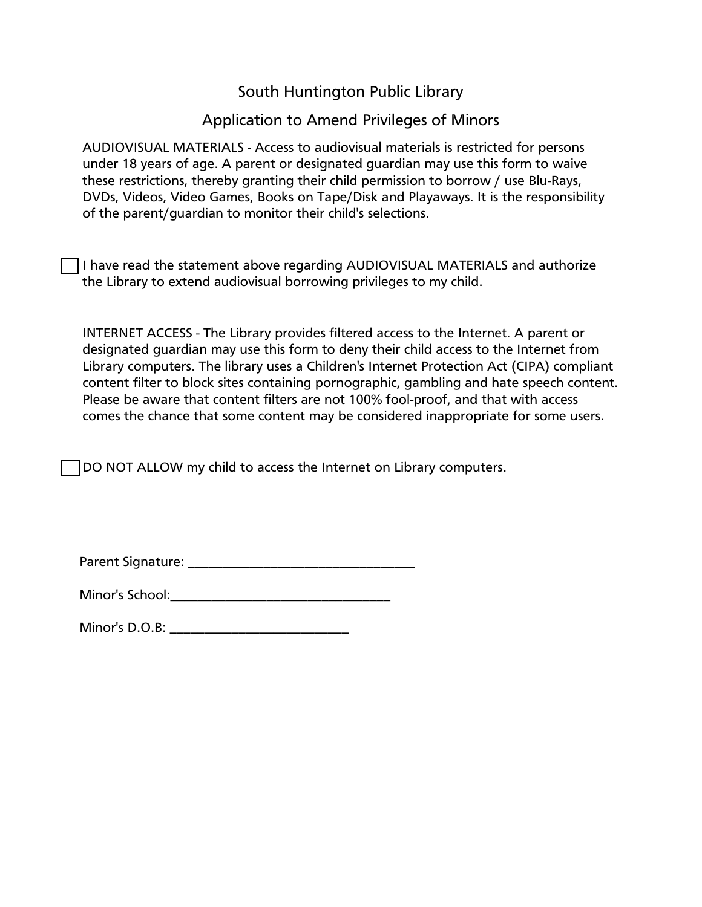# South Huntington Public Library

## Application to Amend Privileges of Minors

AUDIOVISUAL MATERIALS - Access to audiovisual materials is restricted for persons under 18 years of age. A parent or designated guardian may use this form to waive these restrictions, thereby granting their child permission to borrow / use Blu-Rays, DVDs, Videos, Video Games, Books on Tape/Disk and Playaways. It is the responsibility of the parent/guardian to monitor their child's selections.

- [ ] I have read the statement above regarding AUDIOVISUAL MATERIALS and authorize the Library to extend audiovisual borrowing privileges to my child.

INTERNET ACCESS - The Library provides filtered access to the Internet. A parent or designated guardian may use this form to deny their child access to the Internet from Library computers. The library uses a Children's Internet Protection Act (CIPA) compliant content filter to block sites containing pornographic, gambling and hate speech content. Please be aware that content filters are not 100% fool-proof, and that with access comes the chance that some content may be considered inappropriate for some users.

- [ ] DO NOT ALLOW my child to access the Internet on Library computers.

Parent Signature: ___________________________________

Minor's School:__________________________________

Minor's D.O.B: ___________________________